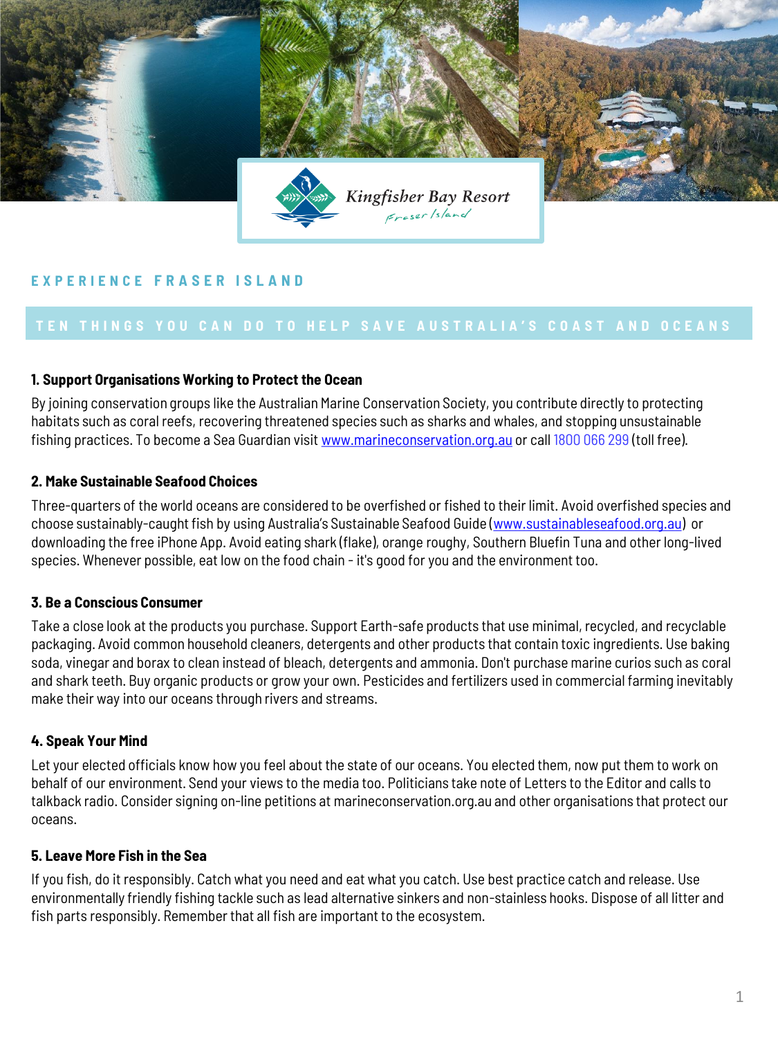Kingfisher Bay Resort

Fraser Island

EXPERIENCE FRASER ISLAND

## TEN THINGS YOU CAN DO TO HELP SAVE AUSTRALIA'S COAST AND OCEANS

### 1. Support Organisations Working to Protect the Ocean

By joining conservation groups like the Australian Marine Conservation Society, you contribute directly to protecting habitats such as coral reefs, recovering threatened species such as sharks and whales, and stopping unsustainable fishing practices. To become a Sea Guardian visit www.marineconservation.org.au or call 1800 066 299 (toll free).

### 2. Make Sustainable Seafood Choices

Three-quarters of the world oceans are considered to be overfished or fished to their limit. Avoid overfished species and choose sustainably-caught fish by using Australia's Sustainable Seafood Guide (www.sustainableseafood.org.au) or downloading the free iPhone App. Avoid eating shark (flake), orange roughy, Southern Bluefin Tuna and other long-lived species. Whenever possible, eat low on the food chain - it's good for you and the environment too.

### 3. Be a Conscious Consumer

Take a close look at the products you purchase. Support Earth-safe products that use minimal, recycled, and recyclable packaging. Avoid common household cleaners, detergents and other products that contain toxic ingredients. Use baking soda, vinegar and borax to clean instead of bleach, detergents and ammonia. Don't purchase marine curios such as coral and shark teeth. Buy organic products or grow your own. Pesticides and fertilizers used in commercial farming inevitably make their way into our oceans through rivers and streams.

### 4. Speak Your Mind

Let your elected officials know how you feel about the state of our oceans. You elected them, now put them to work on behalf of our environment. Send your views to the media too. Politicians take note of Letters to the Editor and calls to talkback radio. Consider signing on-line petitions at marineconservation.org.au and other organisations that protect our oceans.

### 5. Leave More Fish in the Sea

If you fish, do it responsibly. Catch what you need and eat what you catch. Use best practice catch and release. Use environmentally friendly fishing tackle such as lead alternative sinkers and non-stainless hooks. Dispose of all litter and fish parts responsibly. Remember that all fish are important to the ecosystem.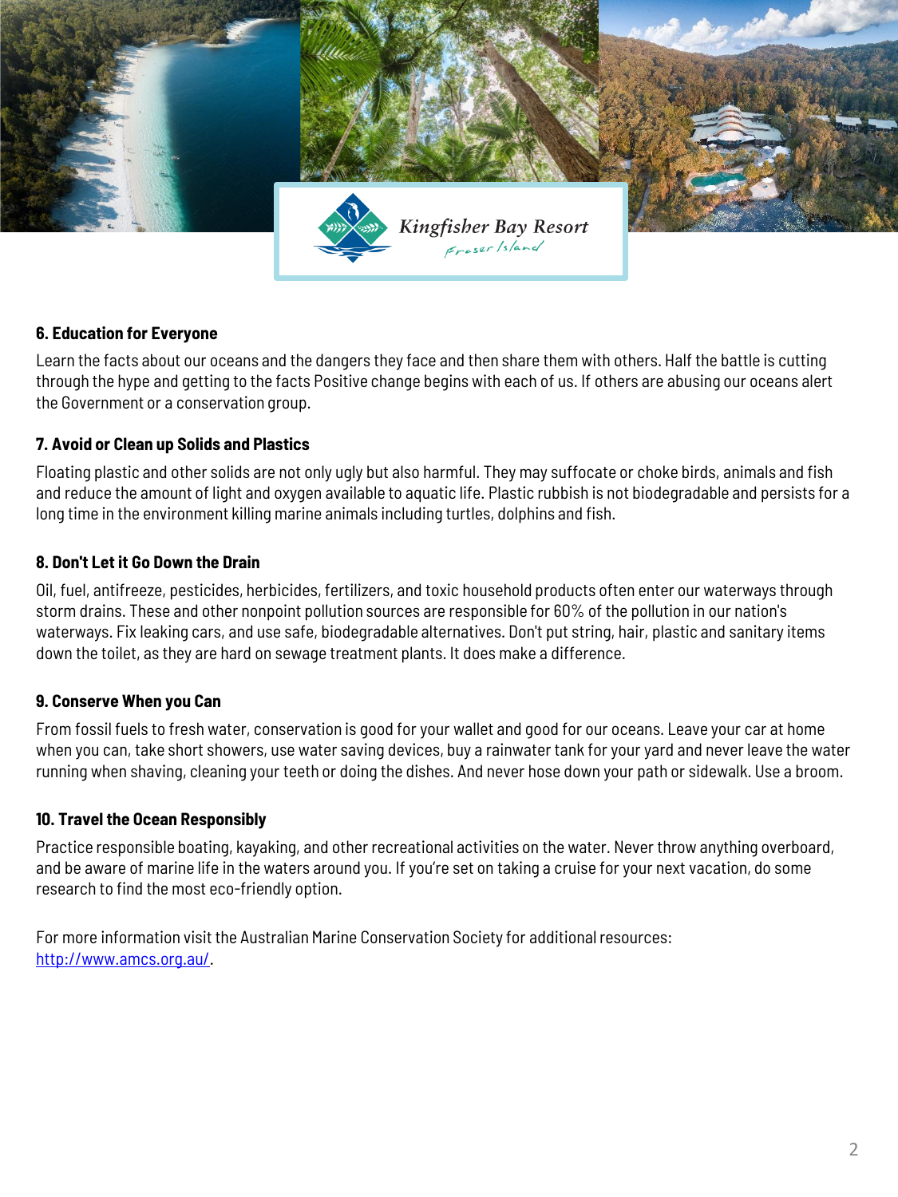### 6. Education for Everyone

Learn the facts about our oceans and the dangers they face and then share them with others. Half the battle is cutting through the hype and getting to the facts Positive change begins with each of us. If others are abusing our oceans alert the Government or a conservation group.

### 7. Avoid or Clean up Solids and Plastics

Floating plastic and other solids are not only ugly but also harmful. They may suffocate or choke birds, animals and fish and reduce the amount of light and oxygen available to aquatic life. Plastic rubbish is not biodegradable and persists for a long time in the environment killing marine animals including turtles, dolphins and fish.

### 8. Don't Let it Go Down the Drain

Oil, fuel, antifreeze, pesticides, herbicides, fertilizers, and toxic household products often enter our waterways through storm drains. These and other nonpoint pollution sources are responsible for 60% of the pollution in our nation's waterways. Fix leaking cars, and use safe, biodegradable alternatives. Don't put string, hair, plastic and sanitary items down the toilet, as they are hard on sewage treatment plants. It does make a difference.

### 9. Conserve When you Can

From fossil fuels to fresh water, conservation is good for your wallet and good for our oceans. Leave your car at home when you can, take short showers, use water saving devices, buy a rainwater tank for your yard and never leave the water running when shaving, cleaning your teeth or doing the dishes. And never hose down your path or sidewalk. Use a broom.

### 10. Travel the Ocean Responsibly

Practice responsible boating, kayaking, and other recreational activities on the water. Never throw anything overboard, and be aware of marine life in the waters around you. If you're set on taking a cruise for your next vacation, do some research to find the most eco-friendly option.

For more information visit the Australian Marine Conservation Society for additional resources: [http://www.amcs.org.au/](http://www.amcs.org.au/).